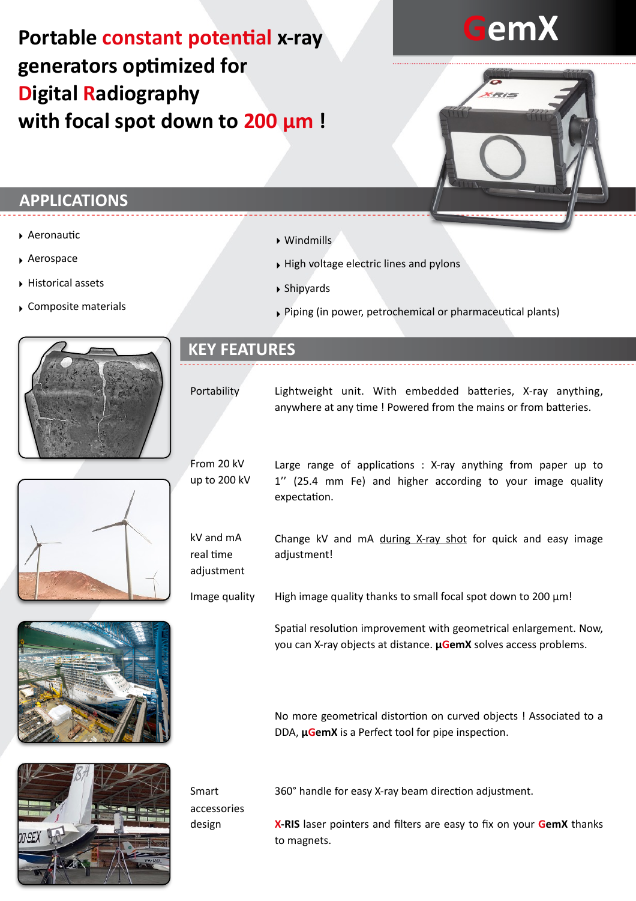# Portable constant potential x-ray generators optimized for Digital Radiography with focal spot down to 200 µm !

GemX

## APPLICATIONS

- Aeronautic
- Aerospace
- Historical assets
- Composite materials
- Windmills
- High voltage electric lines and pylons
- Shipyards
- Piping (in power, petrochemical or pharmaceutical plants)

## KEY FEATURES

| | |
|---|---|
| Portability | Lightweight unit. With embedded batteries, X-ray anything, anywhere at any time ! Powered from the mains or from batteries. |
| From 20 kV up to 200 kV | Large range of applications : X-ray anything from paper up to 1'' (25.4 mm Fe) and higher according to your image quality expectation. |
| kV and mA real time adjustment | Change kV and mA during X-ray shot for quick and easy image adjustment! |
| Image quality | High image quality thanks to small focal spot down to 200 µm! |
| | Spatial resolution improvement with geometrical enlargement. Now, you can X-ray objects at distance. **µGemX** solves access problems. |
| | No more geometrical distortion on curved objects ! Associated to a DDA, **µGemX** is a Perfect tool for pipe inspection. |
| Smart accessories design | 360° handle for easy X-ray beam direction adjustment. |
| | **X-RIS** laser pointers and filters are easy to fix on your **GemX** thanks to magnets. |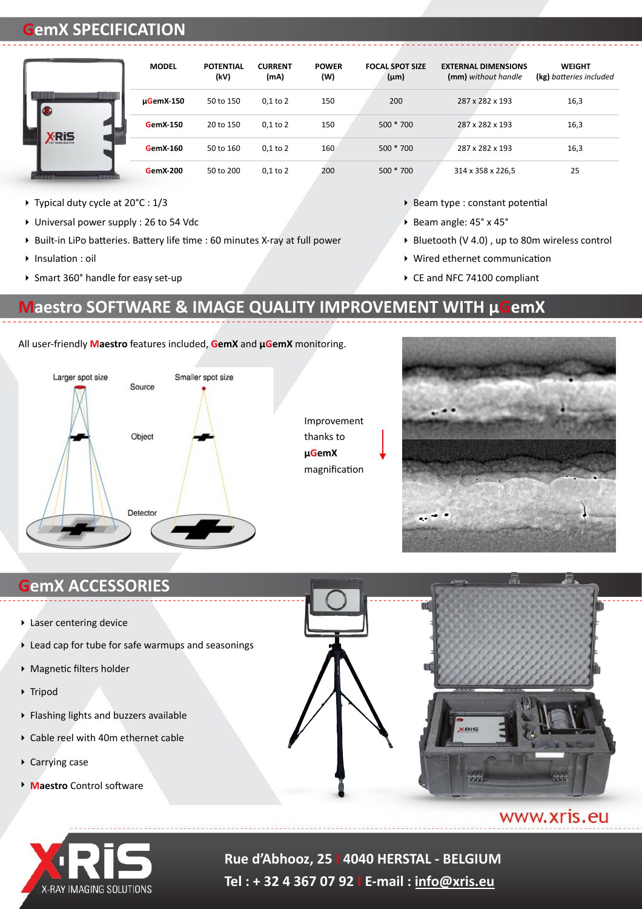# GemX SPECIFICATION

| MODEL | POTENTIAL (kV) | CURRENT (mA) | POWER (W) | FOCAL SPOT SIZE (µm) | EXTERNAL DIMENSIONS (mm) *without handle* | WEIGHT (kg) *batteries included* |
|---|---|---|---|---|---|---|
| µGemX-150 | 50 to 150 | 0,1 to 2 | 150 | 200 | 287 x 282 x 193 | 16,3 |
| GemX-150 | 20 to 150 | 0,1 to 2 | 150 | 500 * 700 | 287 x 282 x 193 | 16,3 |
| GemX-160 | 50 to 160 | 0,1 to 2 | 160 | 500 * 700 | 287 x 282 x 193 | 16,3 |
| GemX-200 | 50 to 200 | 0,1 to 2 | 200 | 500 * 700 | 314 x 358 x 226,5 | 25 |

- Typical duty cycle at 20°C : 1/3
- Universal power supply : 26 to 54 Vdc
- Built-in LiPo batteries. Battery life time : 60 minutes X-ray at full power
- Insulation : oil
- Smart 360° handle for easy set-up
- Beam type : constant potential
- Beam angle: 45° x 45°
- Bluetooth (V 4.0) , up to 80m wireless control
- Wired ethernet communication
- CE and NFC 74100 compliant

# Maestro SOFTWARE & IMAGE QUALITY IMPROVEMENT WITH µGemX

All user-friendly **Maestro** features included, **GemX** and **µGemX** monitoring.

Larger spot size

Smaller spot size

Source

Object

Detector

Improvement thanks to **µGemX** magnification

# GemX ACCESSORIES

- Laser centering device
- Lead cap for tube for safe warmups and seasonings
- Magnetic filters holder
- Tripod
- Flashing lights and buzzers available
- Cable reel with 40m ethernet cable
- Carrying case
- **Maestro** Control software

www.xris.eu

XRIS X-RAY IMAGING SOLUTIONS

**Rue d'Abhooz, 25 | 4040 HERSTAL - BELGIUM**

**Tel : + 32 4 367 07 92 | E-mail : info@xris.eu**